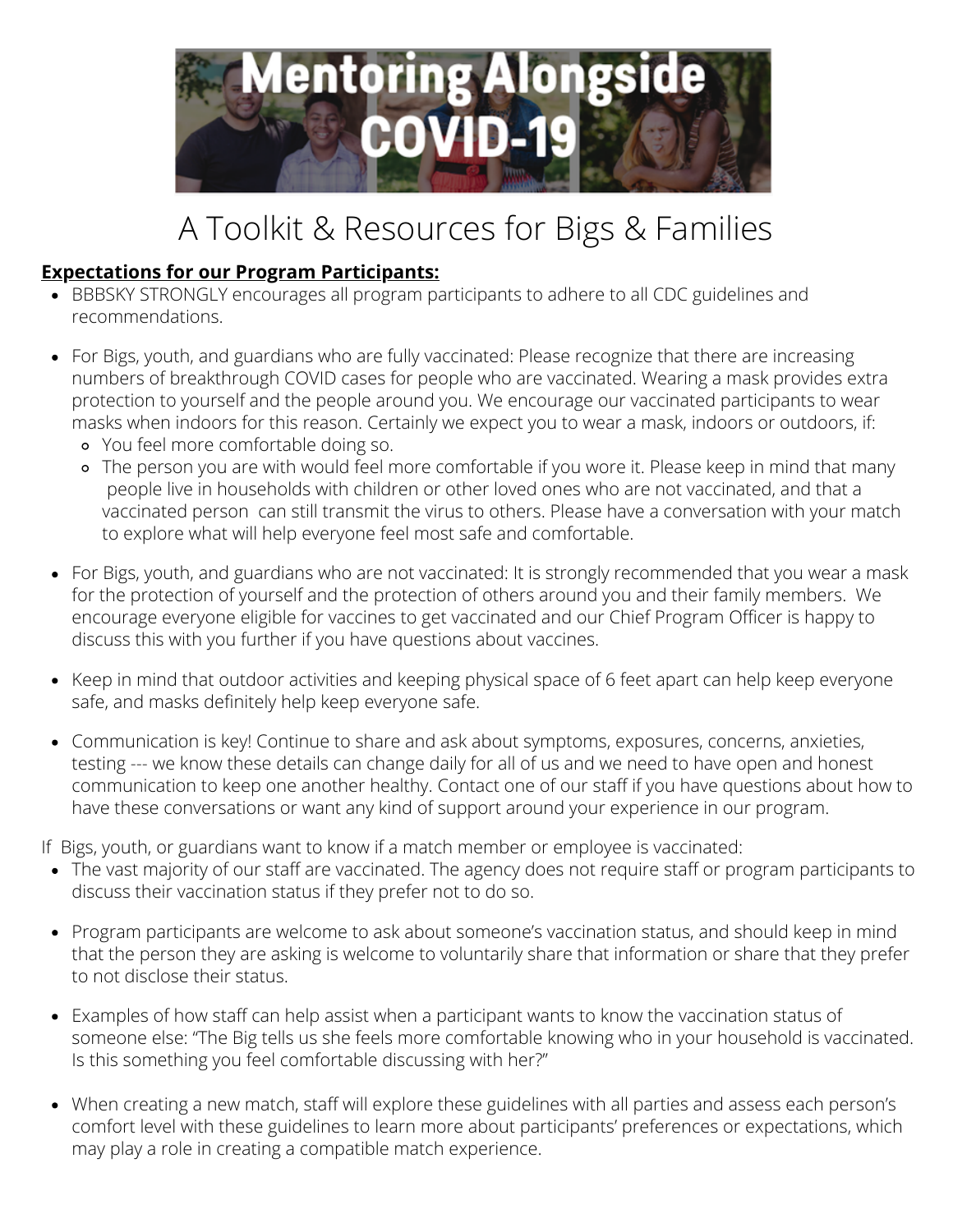# Mentoring Alongside COVID-19

## A Toolkit & Resources for Bigs & Families

**Expectations for our Program Participants:**

- BBBSKY STRONGLY encourages all program participants to adhere to all CDC guidelines and recommendations.
- For Bigs, youth, and guardians who are fully vaccinated: Please recognize that there are increasing numbers of breakthrough COVID cases for people who are vaccinated. Wearing a mask provides extra protection to yourself and the people around you. We encourage our vaccinated participants to wear masks when indoors for this reason. Certainly we expect you to wear a mask, indoors or outdoors, if:
  - You feel more comfortable doing so.
  - The person you are with would feel more comfortable if you wore it. Please keep in mind that many people live in households with children or other loved ones who are not vaccinated, and that a vaccinated person can still transmit the virus to others. Please have a conversation with your match to explore what will help everyone feel most safe and comfortable.
- For Bigs, youth, and guardians who are not vaccinated: It is strongly recommended that you wear a mask for the protection of yourself and the protection of others around you and their family members. We encourage everyone eligible for vaccines to get vaccinated and our Chief Program Officer is happy to discuss this with you further if you have questions about vaccines.
- Keep in mind that outdoor activities and keeping physical space of 6 feet apart can help keep everyone safe, and masks definitely help keep everyone safe.
- Communication is key! Continue to share and ask about symptoms, exposures, concerns, anxieties, testing --- we know these details can change daily for all of us and we need to have open and honest communication to keep one another healthy. Contact one of our staff if you have questions about how to have these conversations or want any kind of support around your experience in our program.

If Bigs, youth, or guardians want to know if a match member or employee is vaccinated:

- The vast majority of our staff are vaccinated. The agency does not require staff or program participants to discuss their vaccination status if they prefer not to do so.
- Program participants are welcome to ask about someone's vaccination status, and should keep in mind that the person they are asking is welcome to voluntarily share that information or share that they prefer to not disclose their status.
- Examples of how staff can help assist when a participant wants to know the vaccination status of someone else: "The Big tells us she feels more comfortable knowing who in your household is vaccinated. Is this something you feel comfortable discussing with her?"
- When creating a new match, staff will explore these guidelines with all parties and assess each person's comfort level with these guidelines to learn more about participants' preferences or expectations, which may play a role in creating a compatible match experience.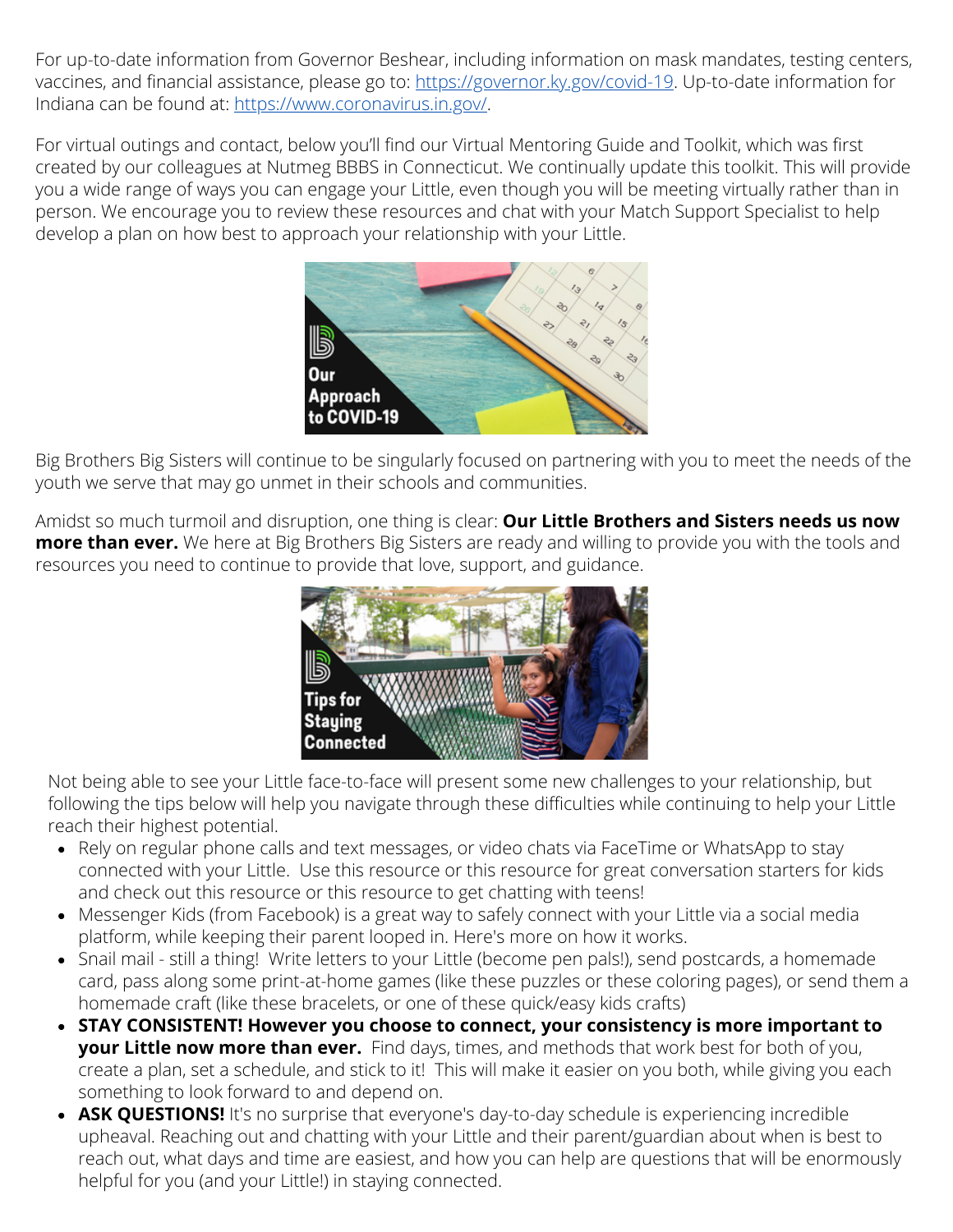For up-to-date information from Governor Beshear, including information on mask mandates, testing centers, vaccines, and financial assistance, please go to: [https://governor.ky.gov/covid-19](https://governor.ky.gov/covid-19). Up-to-date information for Indiana can be found at: [https://www.coronavirus.in.gov/](https://www.coronavirus.in.gov/).

For virtual outings and contact, below you'll find our Virtual Mentoring Guide and Toolkit, which was first created by our colleagues at Nutmeg BBBS in Connecticut. We continually update this toolkit. This will provide you a wide range of ways you can engage your Little, even though you will be meeting virtually rather than in person. We encourage you to review these resources and chat with your Match Support Specialist to help develop a plan on how best to approach your relationship with your Little.

Our Approach to COVID-19

Big Brothers Big Sisters will continue to be singularly focused on partnering with you to meet the needs of the youth we serve that may go unmet in their schools and communities.

Amidst so much turmoil and disruption, one thing is clear: **Our Little Brothers and Sisters needs us now more than ever.** We here at Big Brothers Big Sisters are ready and willing to provide you with the tools and resources you need to continue to provide that love, support, and guidance.

Tips for Staying Connected

Not being able to see your Little face-to-face will present some new challenges to your relationship, but following the tips below will help you navigate through these difficulties while continuing to help your Little reach their highest potential.

- Rely on regular phone calls and text messages, or video chats via FaceTime or WhatsApp to stay connected with your Little. Use this resource or this resource for great conversation starters for kids and check out this resource or this resource to get chatting with teens!
- Messenger Kids (from Facebook) is a great way to safely connect with your Little via a social media platform, while keeping their parent looped in. Here's more on how it works.
- Snail mail - still a thing! Write letters to your Little (become pen pals!), send postcards, a homemade card, pass along some print-at-home games (like these puzzles or these coloring pages), or send them a homemade craft (like these bracelets, or one of these quick/easy kids crafts)
- **STAY CONSISTENT! However you choose to connect, your consistency is more important to your Little now more than ever.** Find days, times, and methods that work best for both of you, create a plan, set a schedule, and stick to it! This will make it easier on you both, while giving you each something to look forward to and depend on.
- **ASK QUESTIONS!** It's no surprise that everyone's day-to-day schedule is experiencing incredible upheaval. Reaching out and chatting with your Little and their parent/guardian about when is best to reach out, what days and time are easiest, and how you can help are questions that will be enormously helpful for you (and your Little!) in staying connected.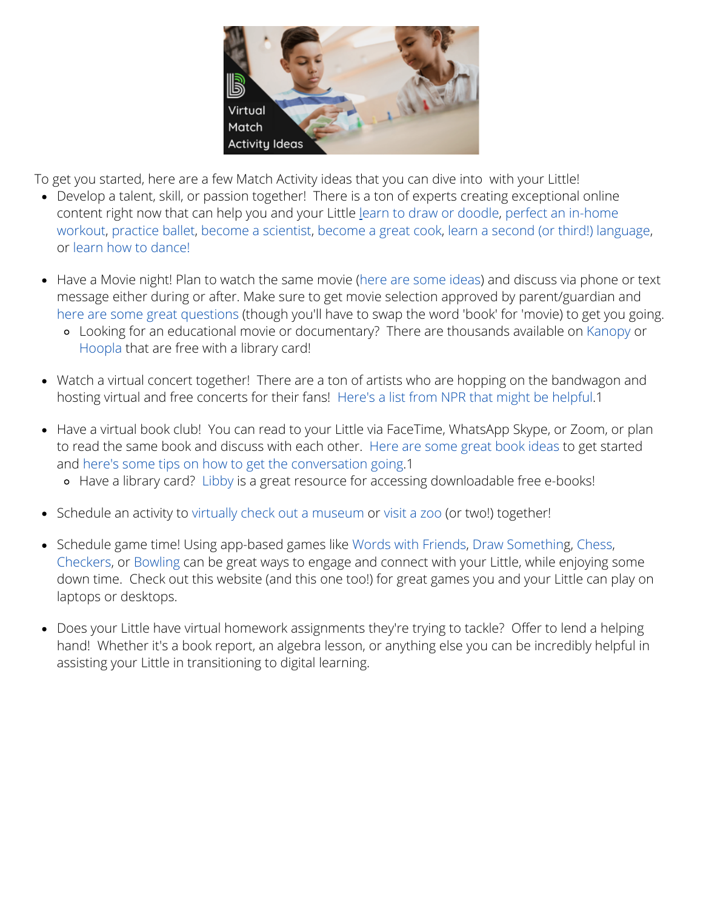To get you started, here are a few Match Activity ideas that you can dive into with your Little!

- Develop a talent, skill, or passion together! There is a ton of experts creating exceptional online content right now that can help you and your Little learn to draw or doodle, perfect an in-home workout, practice ballet, become a scientist, become a great cook, learn a second (or third!) language, or learn how to dance!

- Have a Movie night! Plan to watch the same movie (here are some ideas) and discuss via phone or text message either during or after. Make sure to get movie selection approved by parent/guardian and here are some great questions (though you'll have to swap the word 'book' for 'movie) to get you going.
  - Looking for an educational movie or documentary? There are thousands available on Kanopy or Hoopla that are free with a library card!

- Watch a virtual concert together! There are a ton of artists who are hopping on the bandwagon and hosting virtual and free concerts for their fans! Here's a list from NPR that might be helpful.1

- Have a virtual book club! You can read to your Little via FaceTime, WhatsApp Skype, or Zoom, or plan to read the same book and discuss with each other. Here are some great book ideas to get started and here's some tips on how to get the conversation going.1
  - Have a library card? Libby is a great resource for accessing downloadable free e-books!

- Schedule an activity to virtually check out a museum or visit a zoo (or two!) together!

- Schedule game time! Using app-based games like Words with Friends, Draw Something, Chess, Checkers, or Bowling can be great ways to engage and connect with your Little, while enjoying some down time. Check out this website (and this one too!) for great games you and your Little can play on laptops or desktops.

- Does your Little have virtual homework assignments they're trying to tackle? Offer to lend a helping hand! Whether it's a book report, an algebra lesson, or anything else you can be incredibly helpful in assisting your Little in transitioning to digital learning.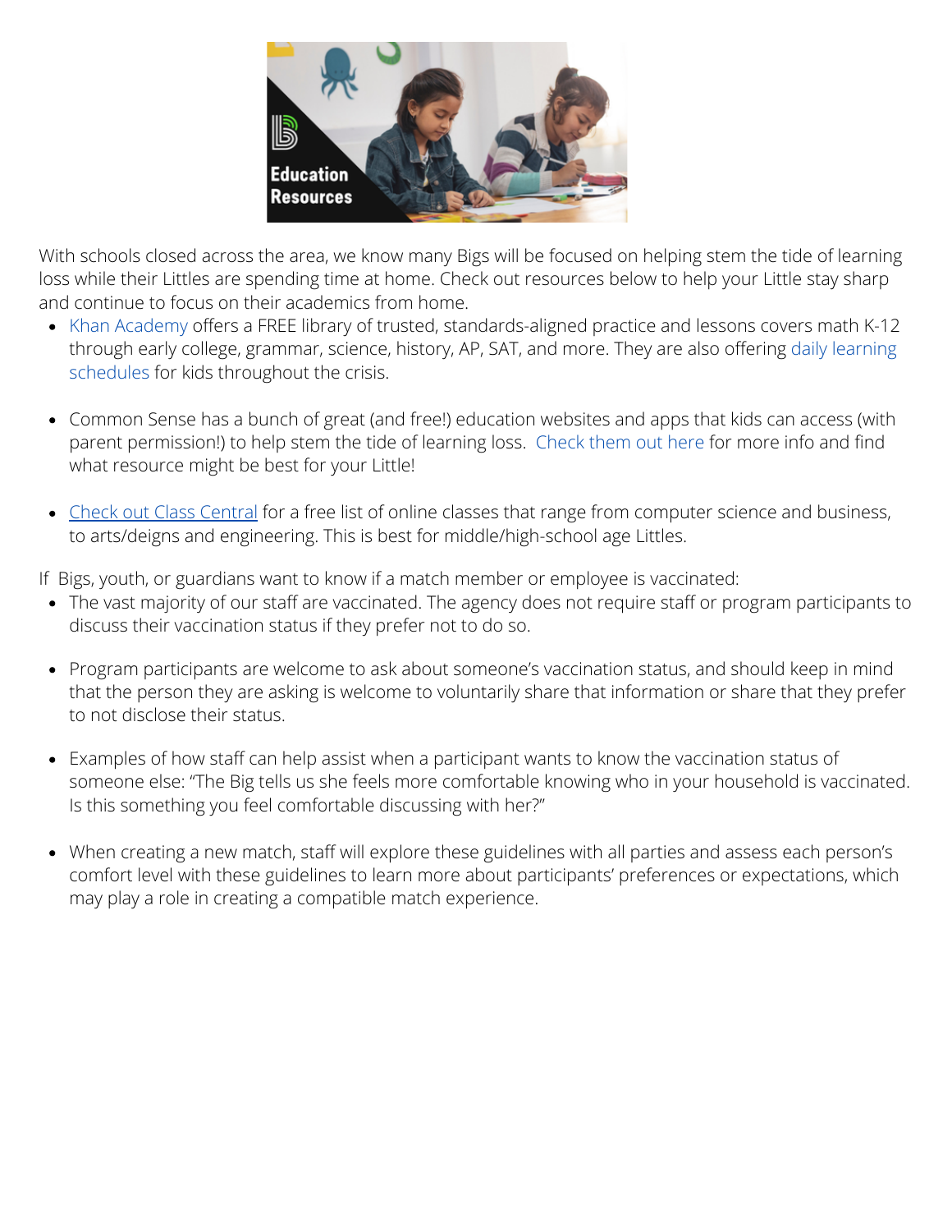With schools closed across the area, we know many Bigs will be focused on helping stem the tide of learning loss while their Littles are spending time at home. Check out resources below to help your Little stay sharp and continue to focus on their academics from home.

- Khan Academy offers a FREE library of trusted, standards-aligned practice and lessons covers math K-12 through early college, grammar, science, history, AP, SAT, and more. They are also offering daily learning schedules for kids throughout the crisis.

- Common Sense has a bunch of great (and free!) education websites and apps that kids can access (with parent permission!) to help stem the tide of learning loss. Check them out here for more info and find what resource might be best for your Little!

- Check out Class Central for a free list of online classes that range from computer science and business, to arts/deigns and engineering. This is best for middle/high-school age Littles.

If Bigs, youth, or guardians want to know if a match member or employee is vaccinated:

- The vast majority of our staff are vaccinated. The agency does not require staff or program participants to discuss their vaccination status if they prefer not to do so.

- Program participants are welcome to ask about someone's vaccination status, and should keep in mind that the person they are asking is welcome to voluntarily share that information or share that they prefer to not disclose their status.

- Examples of how staff can help assist when a participant wants to know the vaccination status of someone else: "The Big tells us she feels more comfortable knowing who in your household is vaccinated. Is this something you feel comfortable discussing with her?"

- When creating a new match, staff will explore these guidelines with all parties and assess each person's comfort level with these guidelines to learn more about participants' preferences or expectations, which may play a role in creating a compatible match experience.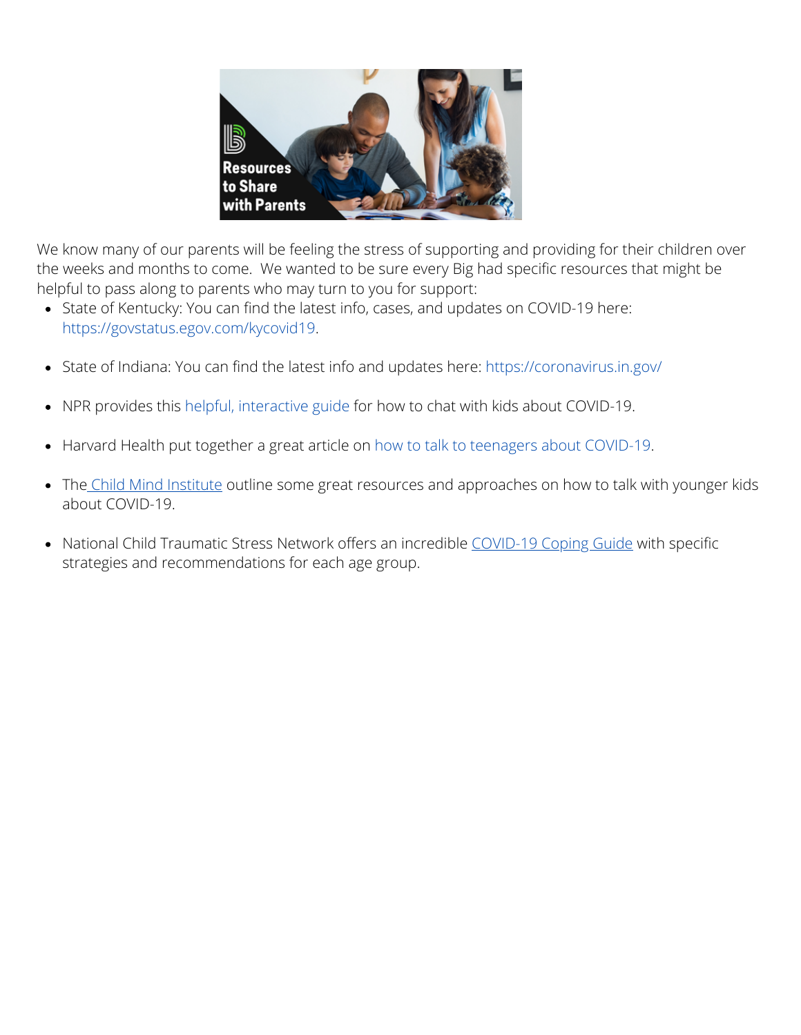We know many of our parents will be feeling the stress of supporting and providing for their children over the weeks and months to come. We wanted to be sure every Big had specific resources that might be helpful to pass along to parents who may turn to you for support:

- State of Kentucky: You can find the latest info, cases, and updates on COVID-19 here: https://govstatus.egov.com/kycovid19.
- State of Indiana: You can find the latest info and updates here: https://coronavirus.in.gov/
- NPR provides this helpful, interactive guide for how to chat with kids about COVID-19.
- Harvard Health put together a great article on how to talk to teenagers about COVID-19.
- The Child Mind Institute outline some great resources and approaches on how to talk with younger kids about COVID-19.
- National Child Traumatic Stress Network offers an incredible COVID-19 Coping Guide with specific strategies and recommendations for each age group.